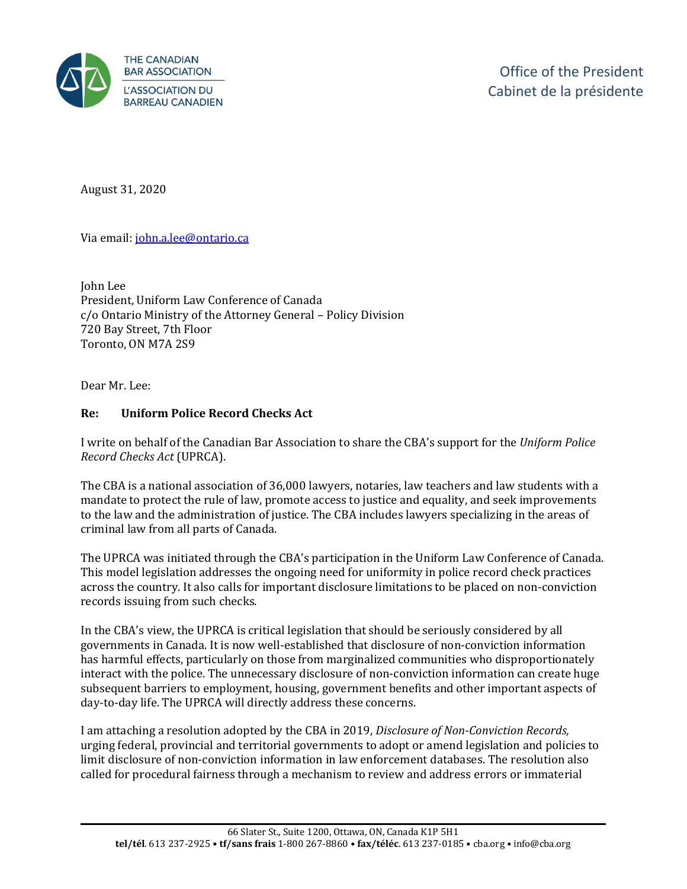THE CANADIAN BAR ASSOCIATION
L'ASSOCIATION DU BARREAU CANADIEN

Office of the President
Cabinet de la présidente

August 31, 2020

Via email: john.a.lee@ontario.ca

John Lee
President, Uniform Law Conference of Canada
c/o Ontario Ministry of the Attorney General – Policy Division
720 Bay Street, 7th Floor
Toronto, ON M7A 2S9

Dear Mr. Lee:

**Re: Uniform Police Record Checks Act**

I write on behalf of the Canadian Bar Association to share the CBA's support for the *Uniform Police Record Checks Act* (UPRCA).

The CBA is a national association of 36,000 lawyers, notaries, law teachers and law students with a mandate to protect the rule of law, promote access to justice and equality, and seek improvements to the law and the administration of justice. The CBA includes lawyers specializing in the areas of criminal law from all parts of Canada.

The UPRCA was initiated through the CBA's participation in the Uniform Law Conference of Canada. This model legislation addresses the ongoing need for uniformity in police record check practices across the country. It also calls for important disclosure limitations to be placed on non-conviction records issuing from such checks.

In the CBA's view, the UPRCA is critical legislation that should be seriously considered by all governments in Canada. It is now well-established that disclosure of non-conviction information has harmful effects, particularly on those from marginalized communities who disproportionately interact with the police. The unnecessary disclosure of non-conviction information can create huge subsequent barriers to employment, housing, government benefits and other important aspects of day-to-day life. The UPRCA will directly address these concerns.

I am attaching a resolution adopted by the CBA in 2019, *Disclosure of Non-Conviction Records,* urging federal, provincial and territorial governments to adopt or amend legislation and policies to limit disclosure of non-conviction information in law enforcement databases. The resolution also called for procedural fairness through a mechanism to review and address errors or immaterial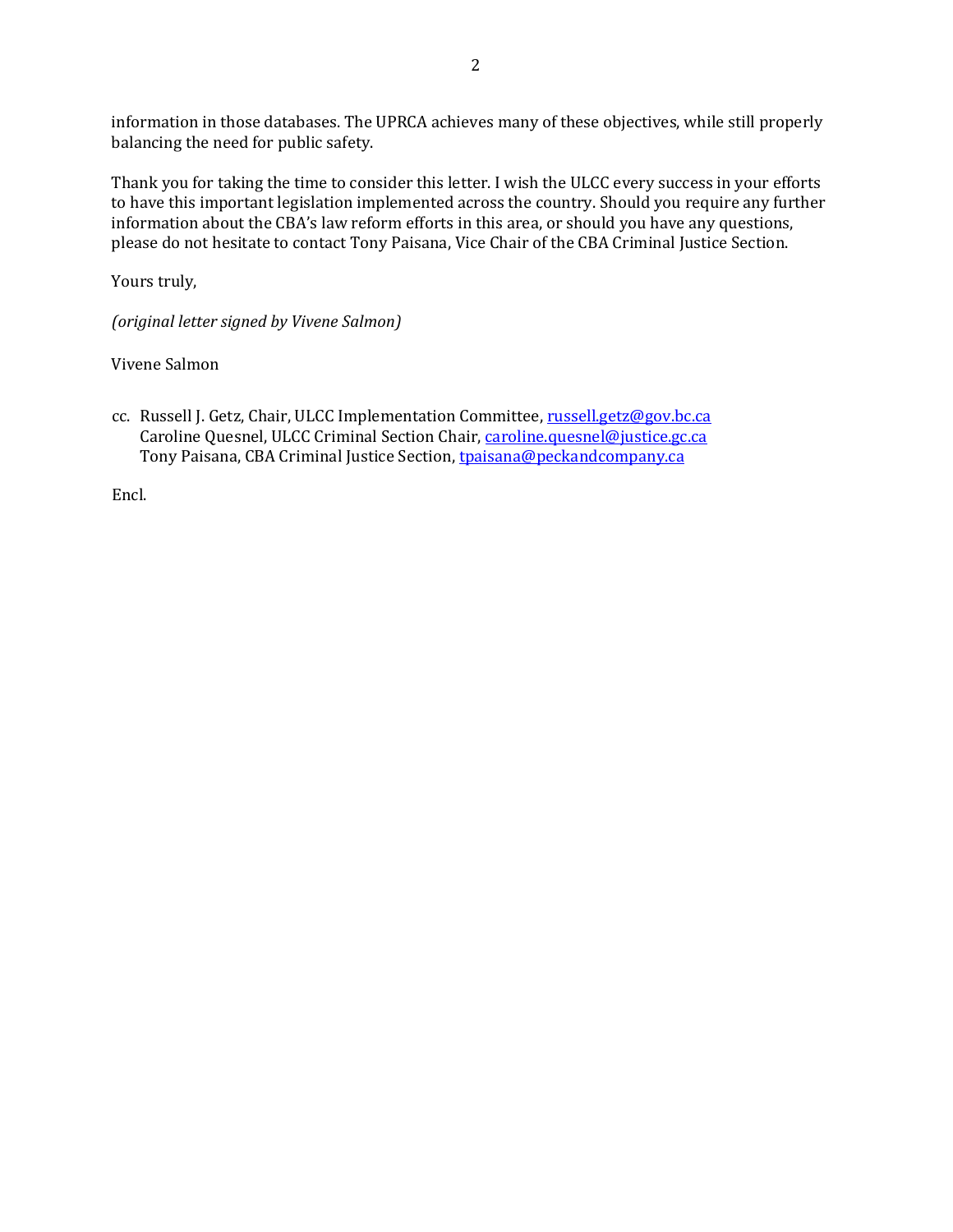information in those databases. The UPRCA achieves many of these objectives, while still properly balancing the need for public safety.

Thank you for taking the time to consider this letter. I wish the ULCC every success in your efforts to have this important legislation implemented across the country. Should you require any further information about the CBA's law reform efforts in this area, or should you have any questions, please do not hesitate to contact Tony Paisana, Vice Chair of the CBA Criminal Justice Section.

Yours truly,

*(original letter signed by Vivene Salmon)*

Vivene Salmon

cc. Russell J. Getz, Chair, ULCC Implementation Committee, russell.getz@gov.bc.ca
Caroline Quesnel, ULCC Criminal Section Chair, caroline.quesnel@justice.gc.ca
Tony Paisana, CBA Criminal Justice Section, tpaisana@peckandcompany.ca

Encl.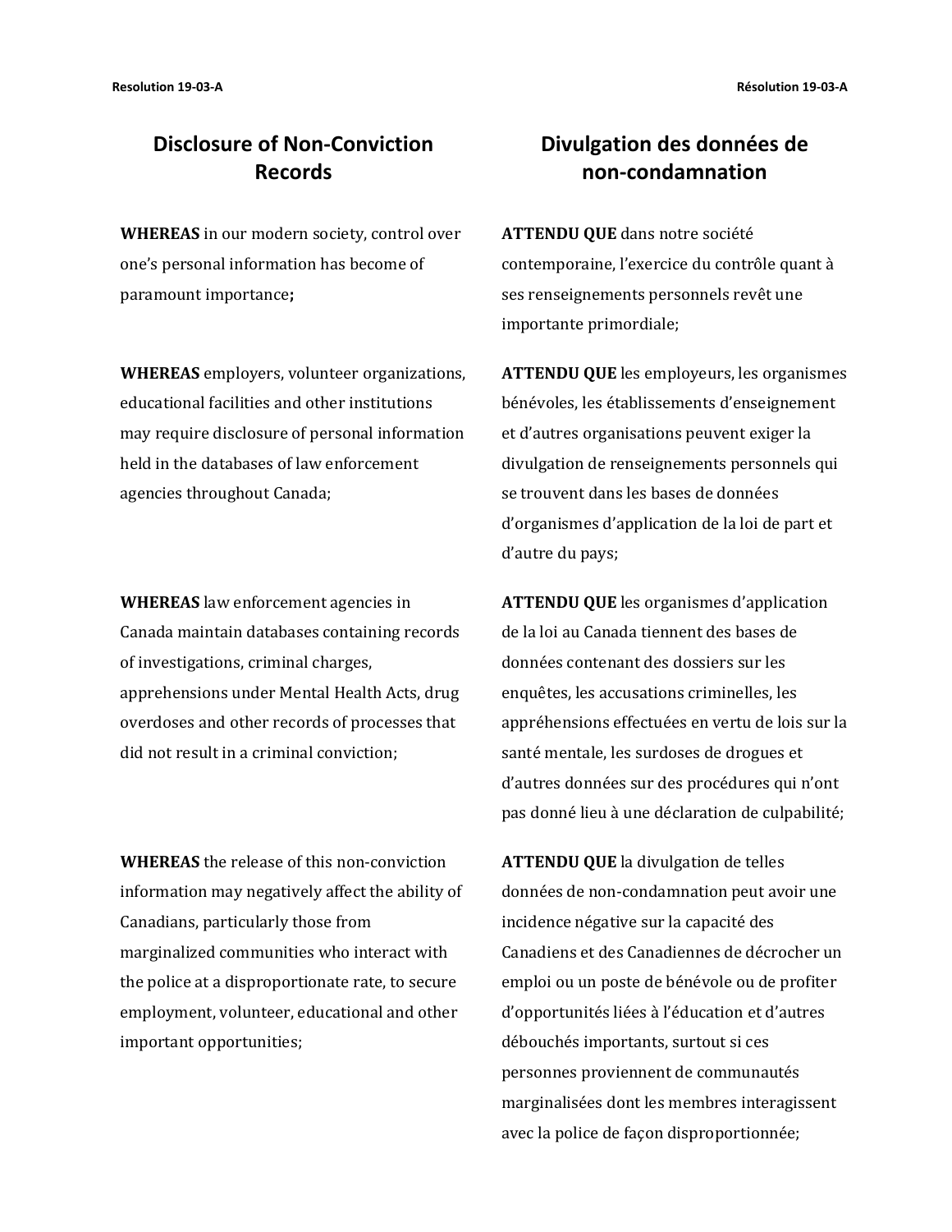# Disclosure of Non-Conviction Records

**WHEREAS** in our modern society, control over one's personal information has become of paramount importance**;**

**WHEREAS** employers, volunteer organizations, educational facilities and other institutions may require disclosure of personal information held in the databases of law enforcement agencies throughout Canada;

**WHEREAS** law enforcement agencies in Canada maintain databases containing records of investigations, criminal charges, apprehensions under Mental Health Acts, drug overdoses and other records of processes that did not result in a criminal conviction;

**WHEREAS** the release of this non-conviction information may negatively affect the ability of Canadians, particularly those from marginalized communities who interact with the police at a disproportionate rate, to secure employment, volunteer, educational and other important opportunities;

# Divulgation des données de non-condamnation

**ATTENDU QUE** dans notre société contemporaine, l'exercice du contrôle quant à ses renseignements personnels revêt une importante primordiale;

**ATTENDU QUE** les employeurs, les organismes bénévoles, les établissements d'enseignement et d'autres organisations peuvent exiger la divulgation de renseignements personnels qui se trouvent dans les bases de données d'organismes d'application de la loi de part et d'autre du pays;

**ATTENDU QUE** les organismes d'application de la loi au Canada tiennent des bases de données contenant des dossiers sur les enquêtes, les accusations criminelles, les appréhensions effectuées en vertu de lois sur la santé mentale, les surdoses de drogues et d'autres données sur des procédures qui n'ont pas donné lieu à une déclaration de culpabilité;

**ATTENDU QUE** la divulgation de telles données de non-condamnation peut avoir une incidence négative sur la capacité des Canadiens et des Canadiennes de décrocher un emploi ou un poste de bénévole ou de profiter d'opportunités liées à l'éducation et d'autres débouchés importants, surtout si ces personnes proviennent de communautés marginalisées dont les membres interagissent avec la police de façon disproportionnée;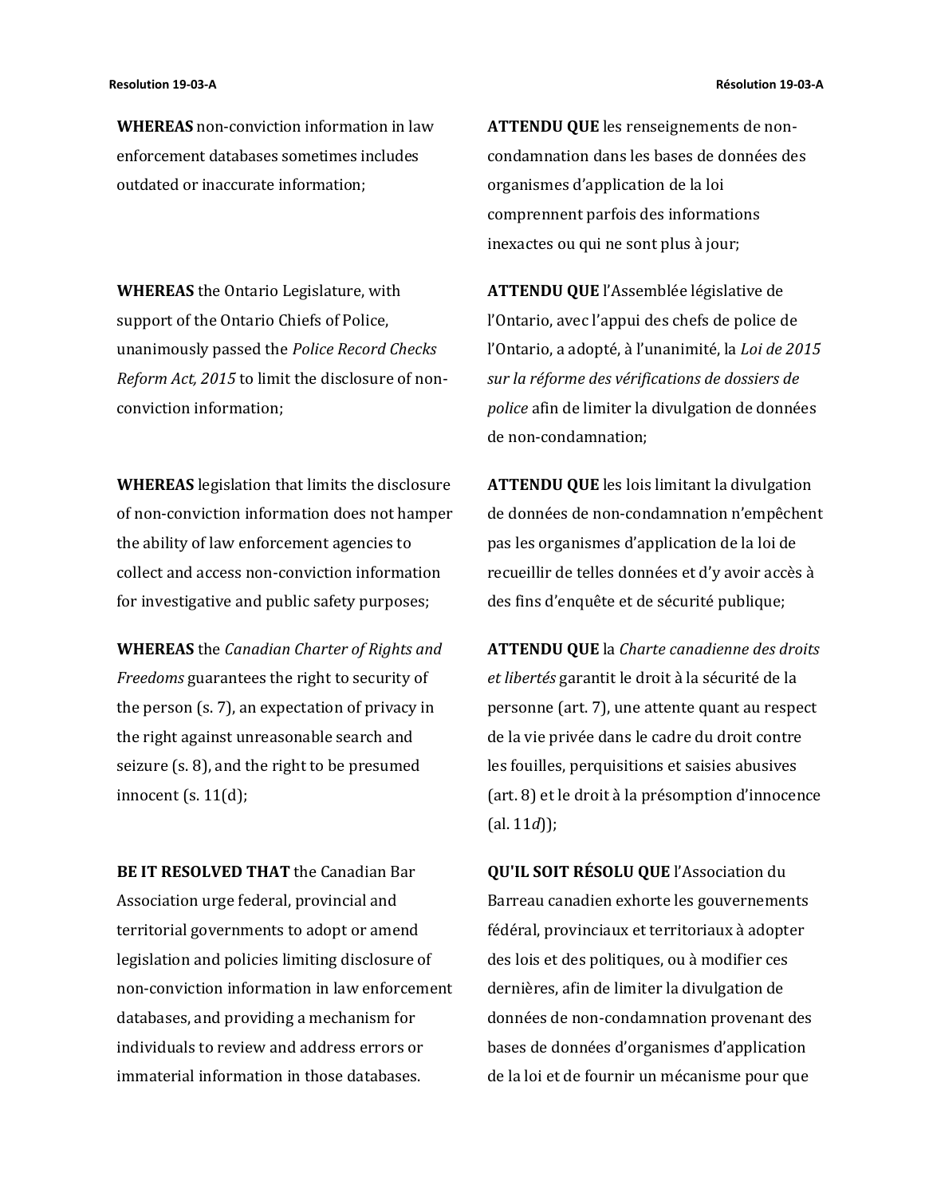**WHEREAS** non-conviction information in law enforcement databases sometimes includes outdated or inaccurate information;

**WHEREAS** the Ontario Legislature, with support of the Ontario Chiefs of Police, unanimously passed the *Police Record Checks Reform Act, 2015* to limit the disclosure of non-conviction information;

**WHEREAS** legislation that limits the disclosure of non-conviction information does not hamper the ability of law enforcement agencies to collect and access non-conviction information for investigative and public safety purposes;

**WHEREAS** the *Canadian Charter of Rights and Freedoms* guarantees the right to security of the person (s. 7), an expectation of privacy in the right against unreasonable search and seizure (s. 8), and the right to be presumed innocent (s. 11(d);

**BE IT RESOLVED THAT** the Canadian Bar Association urge federal, provincial and territorial governments to adopt or amend legislation and policies limiting disclosure of non-conviction information in law enforcement databases, and providing a mechanism for individuals to review and address errors or immaterial information in those databases.

**ATTENDU QUE** les renseignements de non-condamnation dans les bases de données des organismes d'application de la loi comprennent parfois des informations inexactes ou qui ne sont plus à jour;

**ATTENDU QUE** l'Assemblée législative de l'Ontario, avec l'appui des chefs de police de l'Ontario, a adopté, à l'unanimité, la *Loi de 2015 sur la réforme des vérifications de dossiers de police* afin de limiter la divulgation de données de non-condamnation;

**ATTENDU QUE** les lois limitant la divulgation de données de non-condamnation n'empêchent pas les organismes d'application de la loi de recueillir de telles données et d'y avoir accès à des fins d'enquête et de sécurité publique;

**ATTENDU QUE** la *Charte canadienne des droits et libertés* garantit le droit à la sécurité de la personne (art. 7), une attente quant au respect de la vie privée dans le cadre du droit contre les fouilles, perquisitions et saisies abusives (art. 8) et le droit à la présomption d'innocence (al. 11*d*));

**QU'IL SOIT RÉSOLU QUE** l'Association du Barreau canadien exhorte les gouvernements fédéral, provinciaux et territoriaux à adopter des lois et des politiques, ou à modifier ces dernières, afin de limiter la divulgation de données de non-condamnation provenant des bases de données d'organismes d'application de la loi et de fournir un mécanisme pour que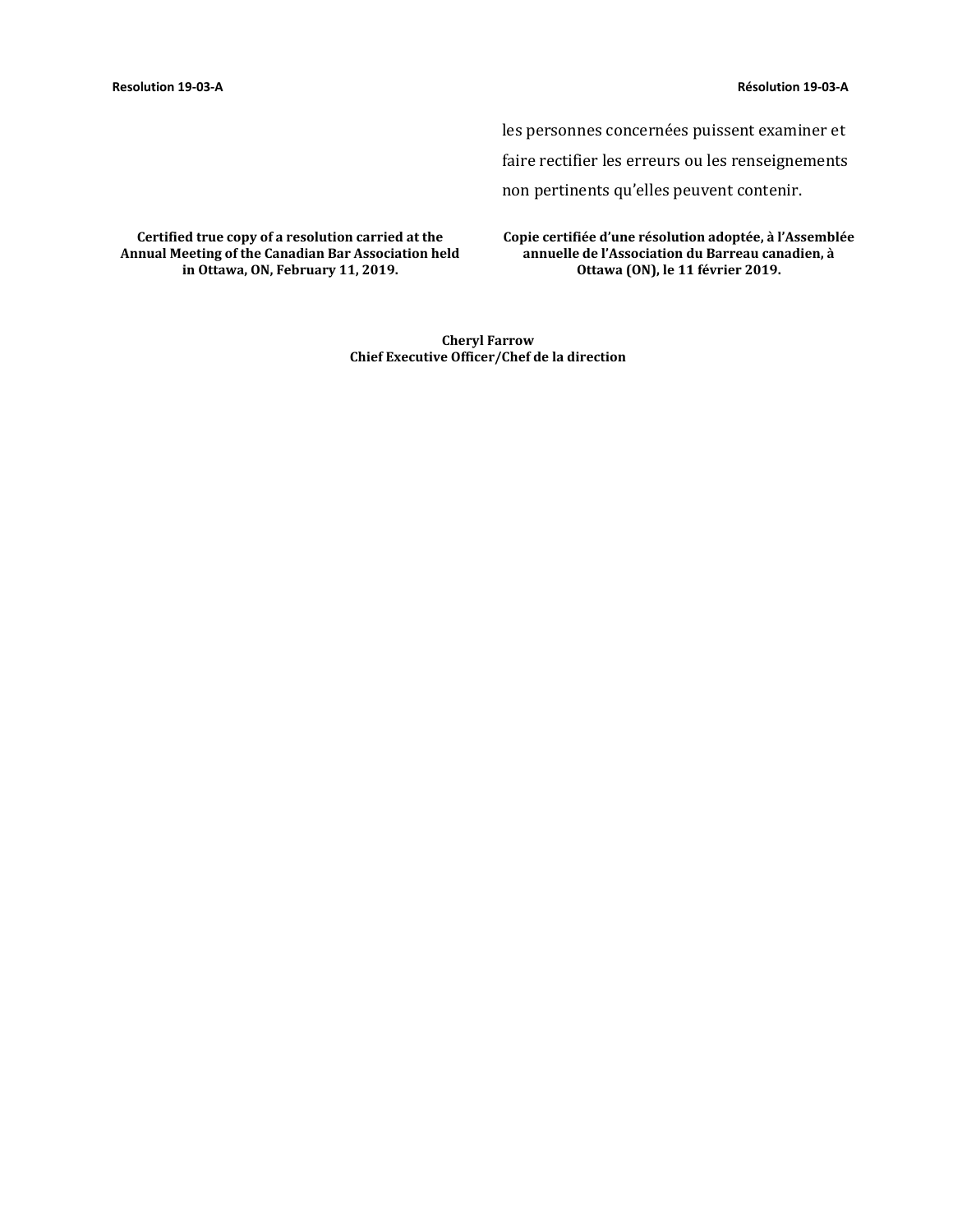les personnes concernées puissent examiner et faire rectifier les erreurs ou les renseignements non pertinents qu'elles peuvent contenir.

**Certified true copy of a resolution carried at the Annual Meeting of the Canadian Bar Association held in Ottawa, ON, February 11, 2019.**

**Copie certifiée d'une résolution adoptée, à l'Assemblée annuelle de l'Association du Barreau canadien, à Ottawa (ON), le 11 février 2019.**

**Cheryl Farrow**
**Chief Executive Officer/Chef de la direction**